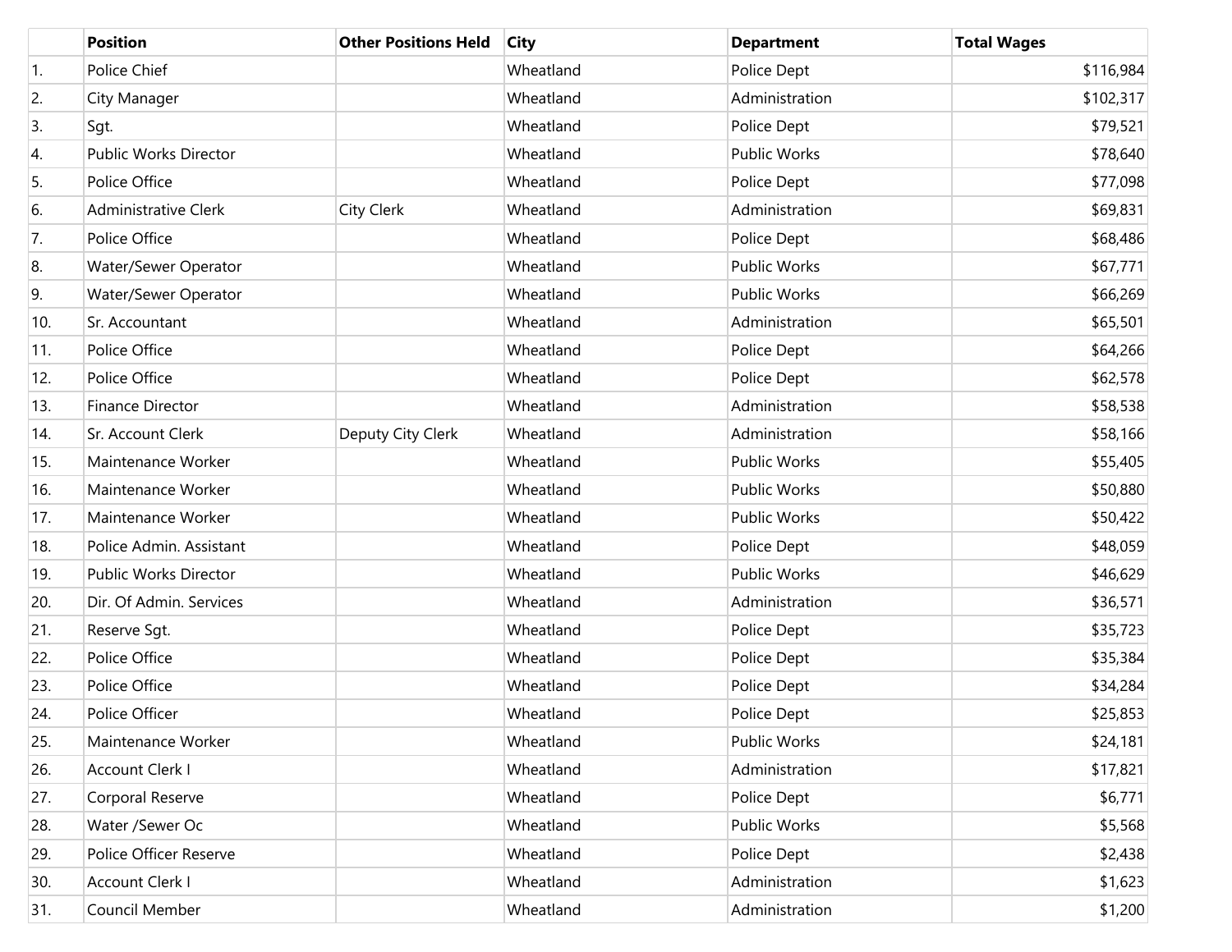| | Position | Other Positions Held | City | Department | Total Wages |
|---|---|---|---|---|---|
| 1. | Police Chief | | Wheatland | Police Dept | $116,984 |
| 2. | City Manager | | Wheatland | Administration | $102,317 |
| 3. | Sgt. | | Wheatland | Police Dept | $79,521 |
| 4. | Public Works Director | | Wheatland | Public Works | $78,640 |
| 5. | Police Office | | Wheatland | Police Dept | $77,098 |
| 6. | Administrative Clerk | City Clerk | Wheatland | Administration | $69,831 |
| 7. | Police Office | | Wheatland | Police Dept | $68,486 |
| 8. | Water/Sewer Operator | | Wheatland | Public Works | $67,771 |
| 9. | Water/Sewer Operator | | Wheatland | Public Works | $66,269 |
| 10. | Sr. Accountant | | Wheatland | Administration | $65,501 |
| 11. | Police Office | | Wheatland | Police Dept | $64,266 |
| 12. | Police Office | | Wheatland | Police Dept | $62,578 |
| 13. | Finance Director | | Wheatland | Administration | $58,538 |
| 14. | Sr. Account Clerk | Deputy City Clerk | Wheatland | Administration | $58,166 |
| 15. | Maintenance Worker | | Wheatland | Public Works | $55,405 |
| 16. | Maintenance Worker | | Wheatland | Public Works | $50,880 |
| 17. | Maintenance Worker | | Wheatland | Public Works | $50,422 |
| 18. | Police Admin. Assistant | | Wheatland | Police Dept | $48,059 |
| 19. | Public Works Director | | Wheatland | Public Works | $46,629 |
| 20. | Dir. Of Admin. Services | | Wheatland | Administration | $36,571 |
| 21. | Reserve Sgt. | | Wheatland | Police Dept | $35,723 |
| 22. | Police Office | | Wheatland | Police Dept | $35,384 |
| 23. | Police Office | | Wheatland | Police Dept | $34,284 |
| 24. | Police Officer | | Wheatland | Police Dept | $25,853 |
| 25. | Maintenance Worker | | Wheatland | Public Works | $24,181 |
| 26. | Account Clerk I | | Wheatland | Administration | $17,821 |
| 27. | Corporal Reserve | | Wheatland | Police Dept | $6,771 |
| 28. | Water /Sewer Oc | | Wheatland | Public Works | $5,568 |
| 29. | Police Officer Reserve | | Wheatland | Police Dept | $2,438 |
| 30. | Account Clerk I | | Wheatland | Administration | $1,623 |
| 31. | Council Member | | Wheatland | Administration | $1,200 |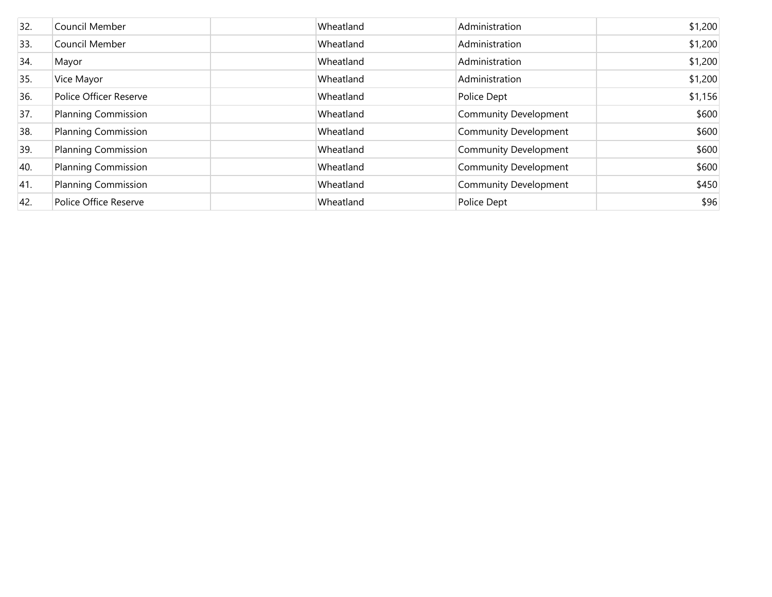| | | | | | |
|---|---|---|---|---|---|
| 32. | Council Member | | Wheatland | Administration | $1,200 |
| 33. | Council Member | | Wheatland | Administration | $1,200 |
| 34. | Mayor | | Wheatland | Administration | $1,200 |
| 35. | Vice Mayor | | Wheatland | Administration | $1,200 |
| 36. | Police Officer Reserve | | Wheatland | Police Dept | $1,156 |
| 37. | Planning Commission | | Wheatland | Community Development | $600 |
| 38. | Planning Commission | | Wheatland | Community Development | $600 |
| 39. | Planning Commission | | Wheatland | Community Development | $600 |
| 40. | Planning Commission | | Wheatland | Community Development | $600 |
| 41. | Planning Commission | | Wheatland | Community Development | $450 |
| 42. | Police Office Reserve | | Wheatland | Police Dept | $96 |